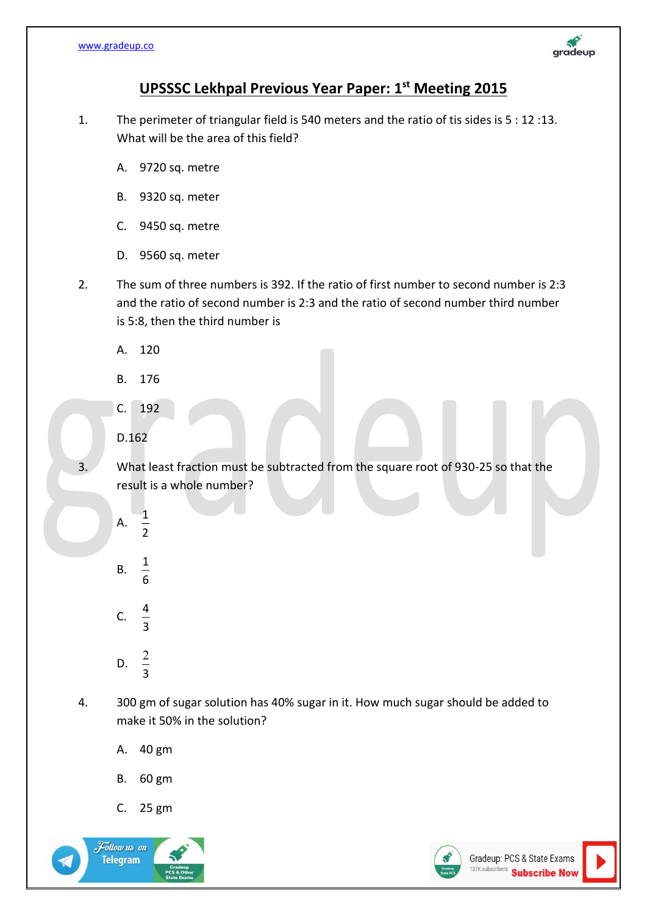# UPSSSC Lekhpal Previous Year Paper: 1st Meeting 2015

1. The perimeter of triangular field is 540 meters and the ratio of tis sides is 5 : 12 :13. What will be the area of this field?

   A. 9720 sq. metre

   B. 9320 sq. meter

   C. 9450 sq. metre

   D. 9560 sq. meter

2. The sum of three numbers is 392. If the ratio of first number to second number is 2:3 and the ratio of second number is 2:3 and the ratio of second number third number is 5:8, then the third number is

   A. 120

   B. 176

   C. 192

   D.162

3. What least fraction must be subtracted from the square root of 930-25 so that the result is a whole number?

   A. $\frac{1}{2}$

   B. $\frac{1}{6}$

   C. $\frac{4}{3}$

   D. $\frac{2}{3}$

4. 300 gm of sugar solution has 40% sugar in it. How much sugar should be added to make it 50% in the solution?

   A. 40 gm

   B. 60 gm

   C. 25 gm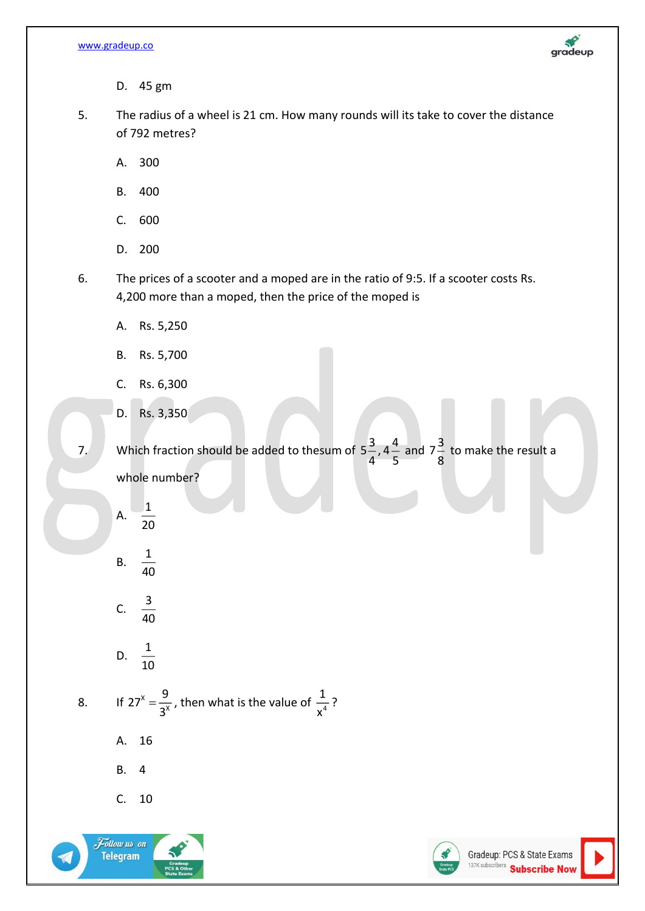D. 45 gm

5. The radius of a wheel is 21 cm. How many rounds will its take to cover the distance of 792 metres?

A. 300

B. 400

C. 600

D. 200

6. The prices of a scooter and a moped are in the ratio of 9:5. If a scooter costs Rs. 4,200 more than a moped, then the price of the moped is

A. Rs. 5,250

B. Rs. 5,700

C. Rs. 6,300

D. Rs. 3,350

7. Which fraction should be added to thesum of $5\frac{3}{4}, 4\frac{4}{5}$ and $7\frac{3}{8}$ to make the result a whole number?

A. $\frac{1}{20}$

B. $\frac{1}{40}$

C. $\frac{3}{40}$

D. $\frac{1}{10}$

8. If $27^x = \frac{9}{3^x}$, then what is the value of $\frac{1}{x^4}$?

A. 16

B. 4

C. 10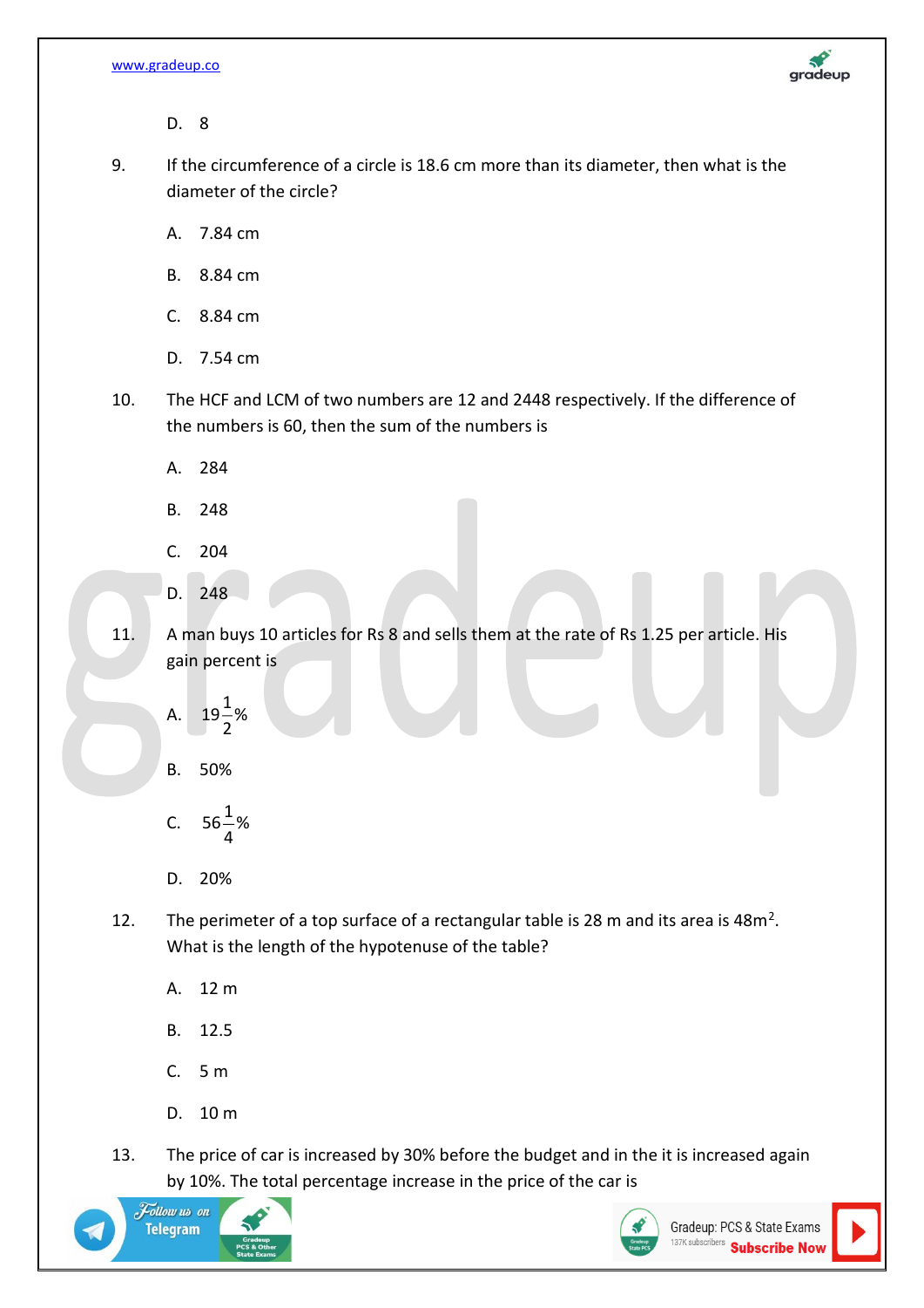D. 8

9. If the circumference of a circle is 18.6 cm more than its diameter, then what is the diameter of the circle?

A. 7.84 cm

B. 8.84 cm

C. 8.84 cm

D. 7.54 cm

10. The HCF and LCM of two numbers are 12 and 2448 respectively. If the difference of the numbers is 60, then the sum of the numbers is

A. 284

B. 248

C. 204

D. 248

11. A man buys 10 articles for Rs 8 and sells them at the rate of Rs 1.25 per article. His gain percent is

A. $19\frac{1}{2}\%$

B. 50%

C. $56\frac{1}{4}\%$

D. 20%

12. The perimeter of a top surface of a rectangular table is 28 m and its area is $48m^2$. What is the length of the hypotenuse of the table?

A. 12 m

B. 12.5

C. 5 m

D. 10 m

13. The price of car is increased by 30% before the budget and in the it is increased again by 10%. The total percentage increase in the price of the car is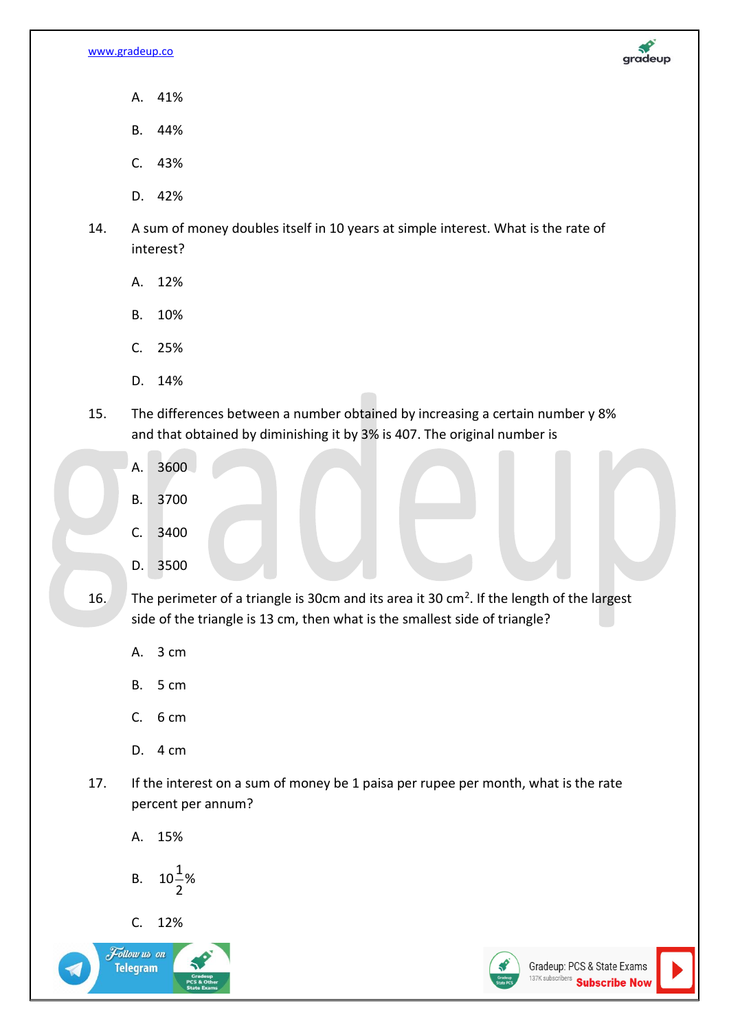A. 41%

B. 44%

C. 43%

D. 42%

14. A sum of money doubles itself in 10 years at simple interest. What is the rate of interest?

A. 12%

B. 10%

C. 25%

D. 14%

15. The differences between a number obtained by increasing a certain number y 8% and that obtained by diminishing it by 3% is 407. The original number is

A. 3600

B. 3700

C. 3400

D. 3500

16. The perimeter of a triangle is 30cm and its area it 30 $cm^2$. If the length of the largest side of the triangle is 13 cm, then what is the smallest side of triangle?

A. 3 cm

B. 5 cm

C. 6 cm

D. 4 cm

17. If the interest on a sum of money be 1 paisa per rupee per month, what is the rate percent per annum?

A. 15%

B. $10\frac{1}{2}\%$

C. 12%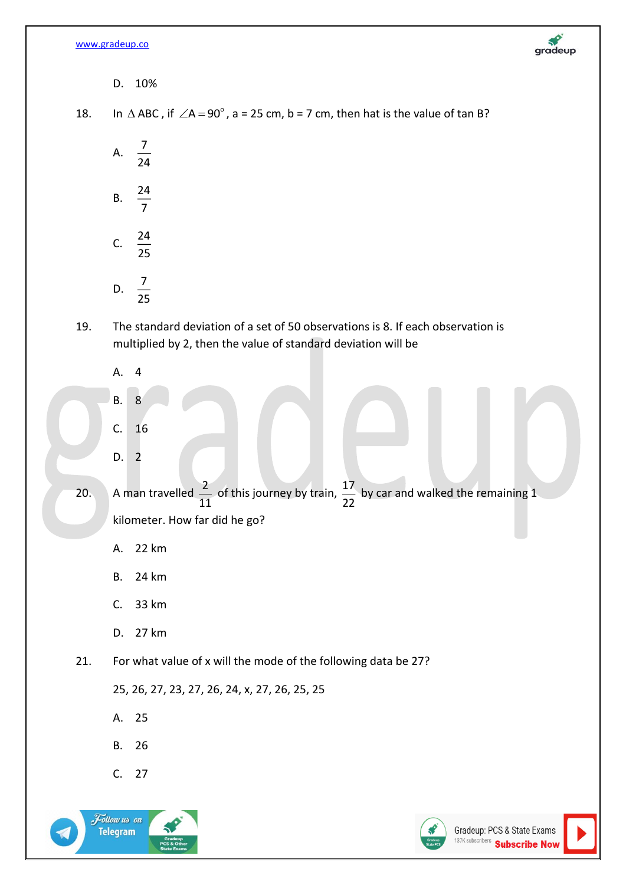D. 10%

18. In $\Delta$ ABC , if $\angle A = 90^\circ$ , a = 25 cm, b = 7 cm, then hat is the value of tan B?

A. $\frac{7}{24}$

B. $\frac{24}{7}$

C. $\frac{24}{25}$

D. $\frac{7}{25}$

19. The standard deviation of a set of 50 observations is 8. If each observation is multiplied by 2, then the value of standard deviation will be

A. 4

B. 8

C. 16

D. 2

20. A man travelled $\frac{2}{11}$ of this journey by train, $\frac{17}{22}$ by car and walked the remaining 1 kilometer. How far did he go?

A. 22 km

B. 24 km

C. 33 km

D. 27 km

21. For what value of x will the mode of the following data be 27?

25, 26, 27, 23, 27, 26, 24, x, 27, 26, 25, 25

A. 25

B. 26

C. 27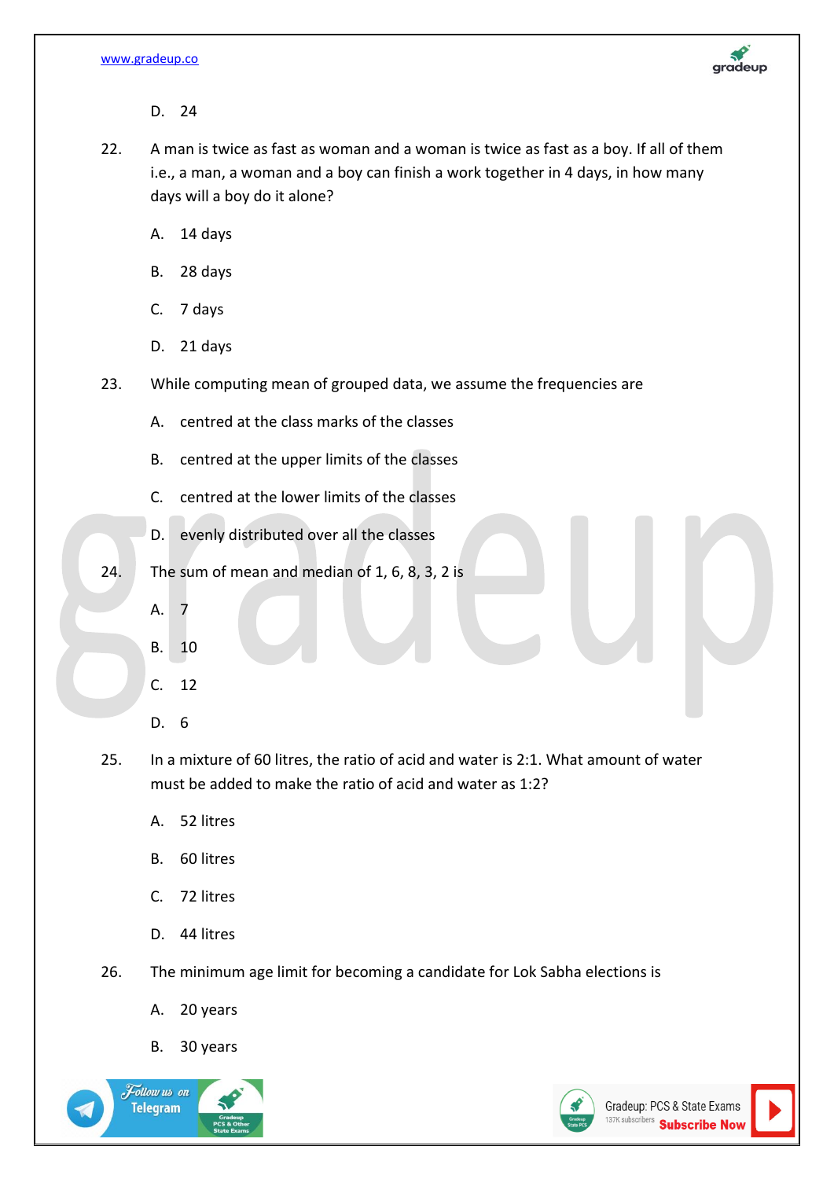D. 24

22. A man is twice as fast as woman and a woman is twice as fast as a boy. If all of them i.e., a man, a woman and a boy can finish a work together in 4 days, in how many days will a boy do it alone?

    A. 14 days

    B. 28 days

    C. 7 days

    D. 21 days

23. While computing mean of grouped data, we assume the frequencies are

    A. centred at the class marks of the classes

    B. centred at the upper limits of the classes

    C. centred at the lower limits of the classes

    D. evenly distributed over all the classes

24. The sum of mean and median of 1, 6, 8, 3, 2 is

    A. 7

    B. 10

    C. 12

    D. 6

25. In a mixture of 60 litres, the ratio of acid and water is 2:1. What amount of water must be added to make the ratio of acid and water as 1:2?

    A. 52 litres

    B. 60 litres

    C. 72 litres

    D. 44 litres

26. The minimum age limit for becoming a candidate for Lok Sabha elections is

    A. 20 years

    B. 30 years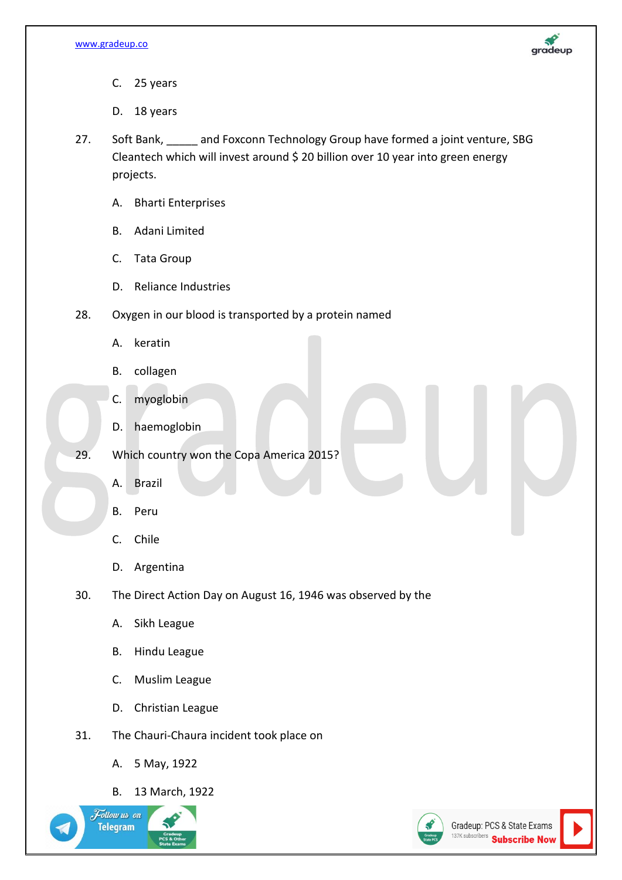C. 25 years

D. 18 years

27. Soft Bank, _____ and Foxconn Technology Group have formed a joint venture, SBG Cleantech which will invest around $ 20 billion over 10 year into green energy projects.

A. Bharti Enterprises

B. Adani Limited

C. Tata Group

D. Reliance Industries

28. Oxygen in our blood is transported by a protein named

A. keratin

B. collagen

C. myoglobin

D. haemoglobin

29. Which country won the Copa America 2015?

A. Brazil

B. Peru

C. Chile

D. Argentina

30. The Direct Action Day on August 16, 1946 was observed by the

A. Sikh League

B. Hindu League

C. Muslim League

D. Christian League

31. The Chauri-Chaura incident took place on

A. 5 May, 1922

B. 13 March, 1922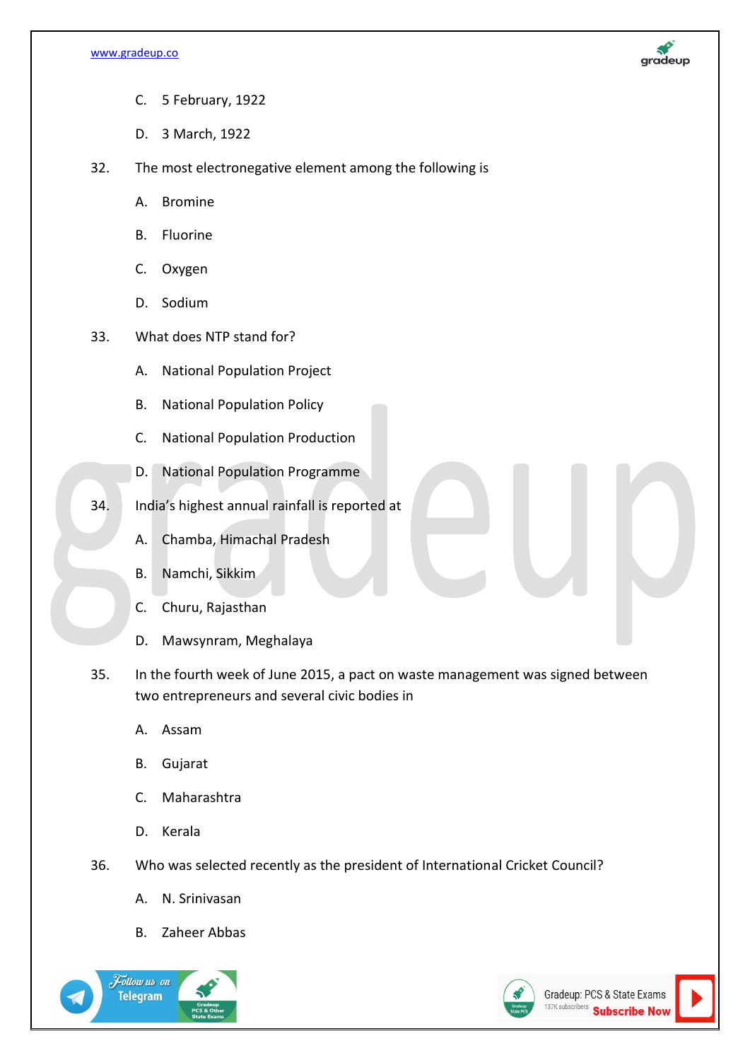C. 5 February, 1922

D. 3 March, 1922

32. The most electronegative element among the following is

A. Bromine

B. Fluorine

C. Oxygen

D. Sodium

33. What does NTP stand for?

A. National Population Project

B. National Population Policy

C. National Population Production

D. National Population Programme

34. India's highest annual rainfall is reported at

A. Chamba, Himachal Pradesh

B. Namchi, Sikkim

C. Churu, Rajasthan

D. Mawsynram, Meghalaya

35. In the fourth week of June 2015, a pact on waste management was signed between two entrepreneurs and several civic bodies in

A. Assam

B. Gujarat

C. Maharashtra

D. Kerala

36. Who was selected recently as the president of International Cricket Council?

A. N. Srinivasan

B. Zaheer Abbas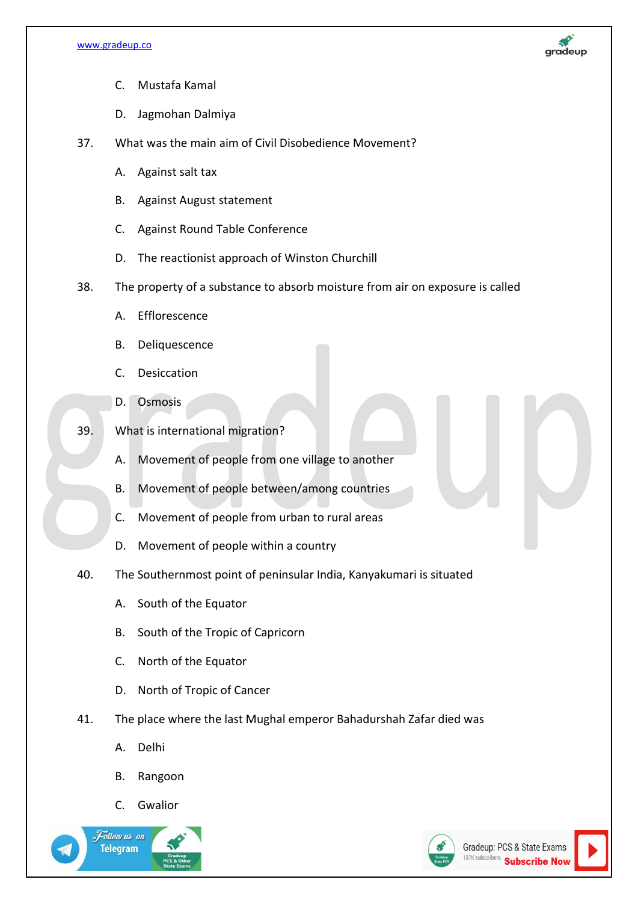C. Mustafa Kamal

D. Jagmohan Dalmiya

37. What was the main aim of Civil Disobedience Movement?

A. Against salt tax

B. Against August statement

C. Against Round Table Conference

D. The reactionist approach of Winston Churchill

38. The property of a substance to absorb moisture from air on exposure is called

A. Efflorescence

B. Deliquescence

C. Desiccation

D. Osmosis

39. What is international migration?

A. Movement of people from one village to another

B. Movement of people between/among countries

C. Movement of people from urban to rural areas

D. Movement of people within a country

40. The Southernmost point of peninsular India, Kanyakumari is situated

A. South of the Equator

B. South of the Tropic of Capricorn

C. North of the Equator

D. North of Tropic of Cancer

41. The place where the last Mughal emperor Bahadurshah Zafar died was

A. Delhi

B. Rangoon

C. Gwalior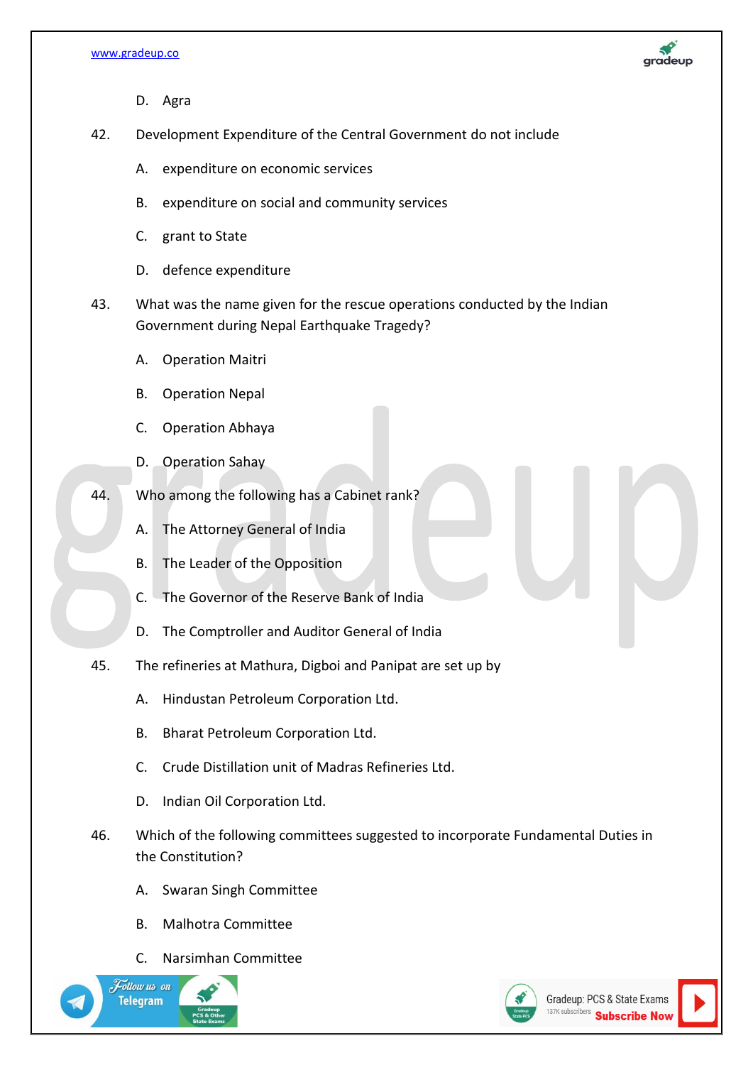D. Agra

42. Development Expenditure of the Central Government do not include

A. expenditure on economic services

B. expenditure on social and community services

C. grant to State

D. defence expenditure

43. What was the name given for the rescue operations conducted by the Indian Government during Nepal Earthquake Tragedy?

A. Operation Maitri

B. Operation Nepal

C. Operation Abhaya

D. Operation Sahay

44. Who among the following has a Cabinet rank?

A. The Attorney General of India

B. The Leader of the Opposition

C. The Governor of the Reserve Bank of India

D. The Comptroller and Auditor General of India

45. The refineries at Mathura, Digboi and Panipat are set up by

A. Hindustan Petroleum Corporation Ltd.

B. Bharat Petroleum Corporation Ltd.

C. Crude Distillation unit of Madras Refineries Ltd.

D. Indian Oil Corporation Ltd.

46. Which of the following committees suggested to incorporate Fundamental Duties in the Constitution?

A. Swaran Singh Committee

B. Malhotra Committee

C. Narsimhan Committee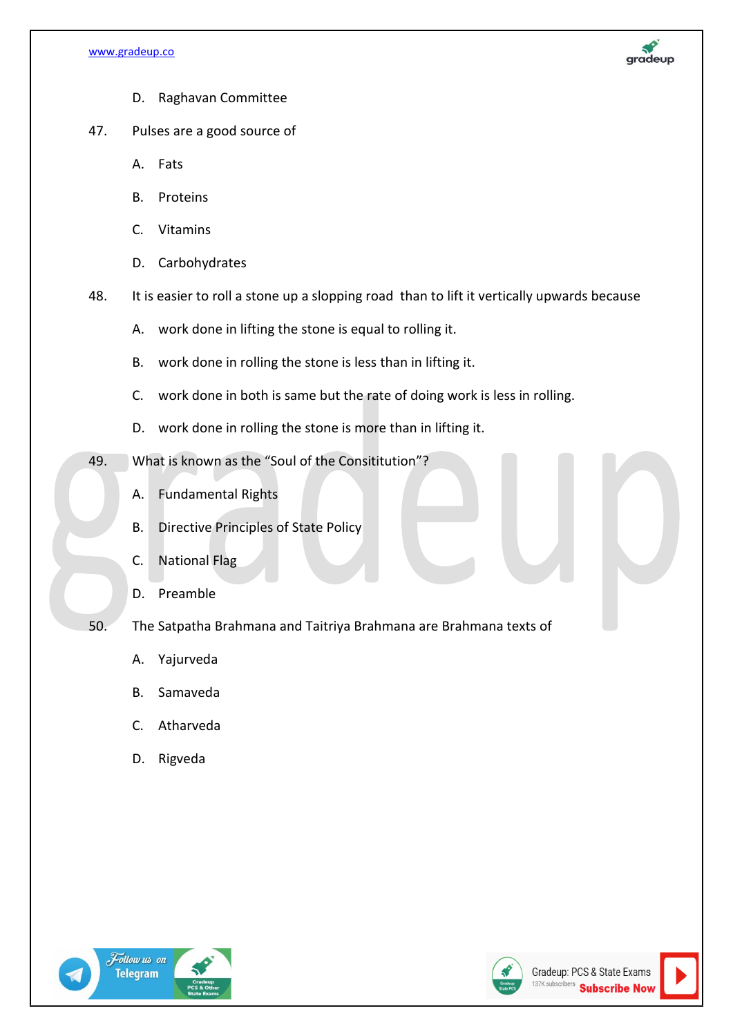D. Raghavan Committee

47. Pulses are a good source of

A. Fats

B. Proteins

C. Vitamins

D. Carbohydrates

48. It is easier to roll a stone up a slopping road than to lift it vertically upwards because

A. work done in lifting the stone is equal to rolling it.

B. work done in rolling the stone is less than in lifting it.

C. work done in both is same but the rate of doing work is less in rolling.

D. work done in rolling the stone is more than in lifting it.

49. What is known as the “Soul of the Consititution”?

A. Fundamental Rights

B. Directive Principles of State Policy

C. National Flag

D. Preamble

50. The Satpatha Brahmana and Taitriya Brahmana are Brahmana texts of

A. Yajurveda

B. Samaveda

C. Atharveda

D. Rigveda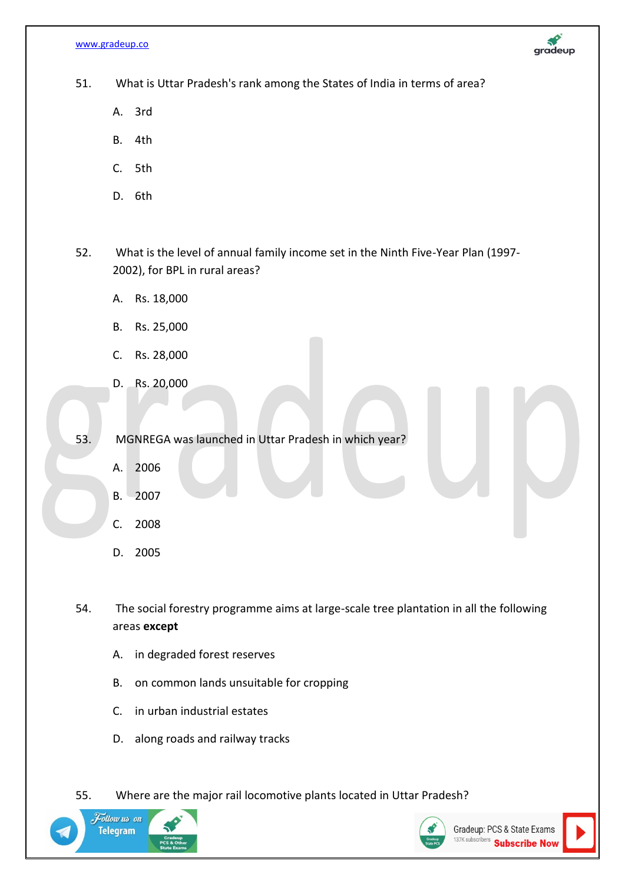51. What is Uttar Pradesh's rank among the States of India in terms of area?

   A. 3rd

   B. 4th

   C. 5th

   D. 6th

52. What is the level of annual family income set in the Ninth Five-Year Plan (1997-2002), for BPL in rural areas?

   A. Rs. 18,000

   B. Rs. 25,000

   C. Rs. 28,000

   D. Rs. 20,000

53. MGNREGA was launched in Uttar Pradesh in which year?

   A. 2006

   B. 2007

   C. 2008

   D. 2005

54. The social forestry programme aims at large-scale tree plantation in all the following areas **except**

   A. in degraded forest reserves

   B. on common lands unsuitable for cropping

   C. in urban industrial estates

   D. along roads and railway tracks

55. Where are the major rail locomotive plants located in Uttar Pradesh?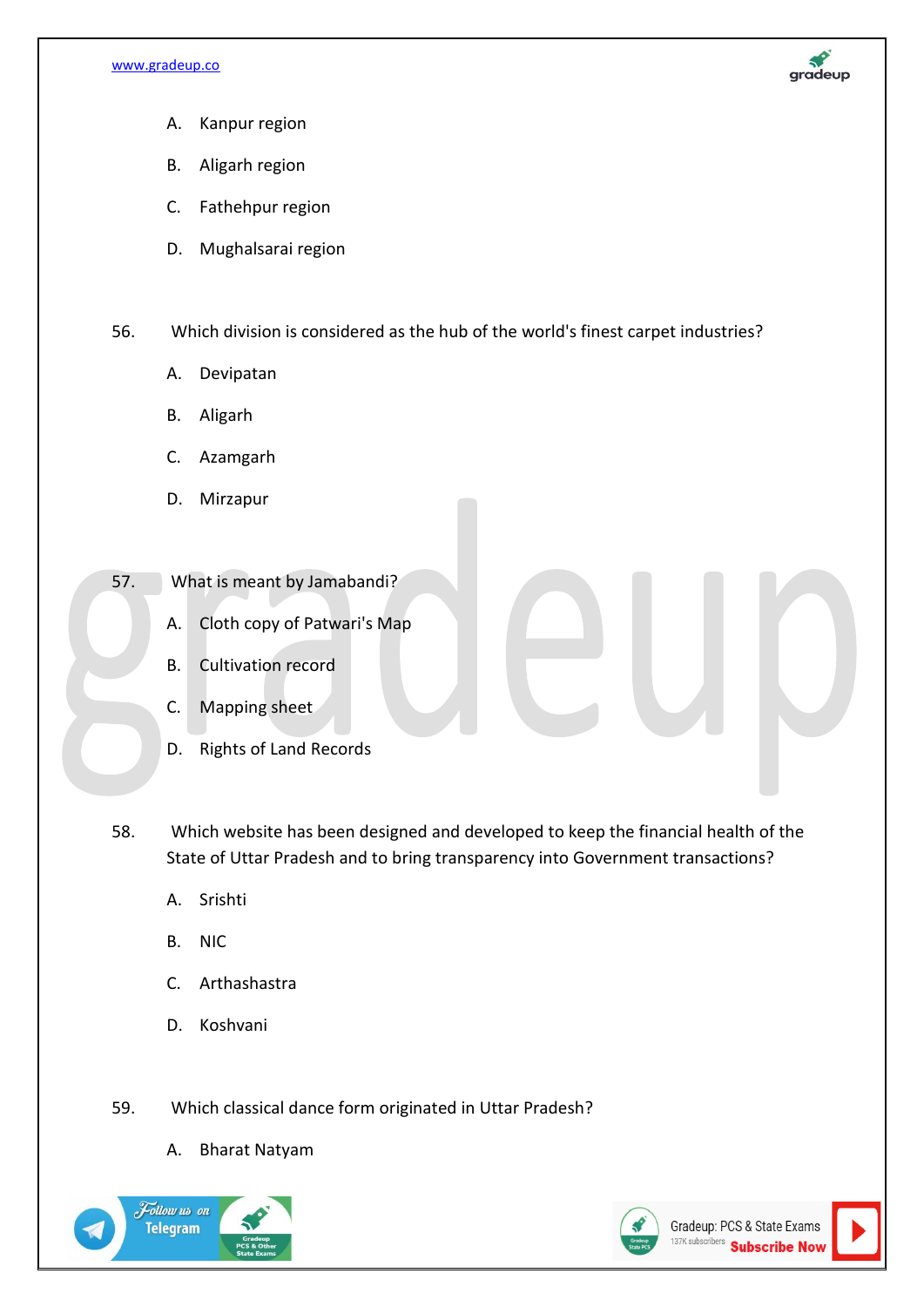A. Kanpur region

B. Aligarh region

C. Fathehpur region

D. Mughalsarai region

56. Which division is considered as the hub of the world's finest carpet industries?

A. Devipatan

B. Aligarh

C. Azamgarh

D. Mirzapur

57. What is meant by Jamabandi?

A. Cloth copy of Patwari's Map

B. Cultivation record

C. Mapping sheet

D. Rights of Land Records

58. Which website has been designed and developed to keep the financial health of the State of Uttar Pradesh and to bring transparency into Government transactions?

A. Srishti

B. NIC

C. Arthashastra

D. Koshvani

59. Which classical dance form originated in Uttar Pradesh?

A. Bharat Natyam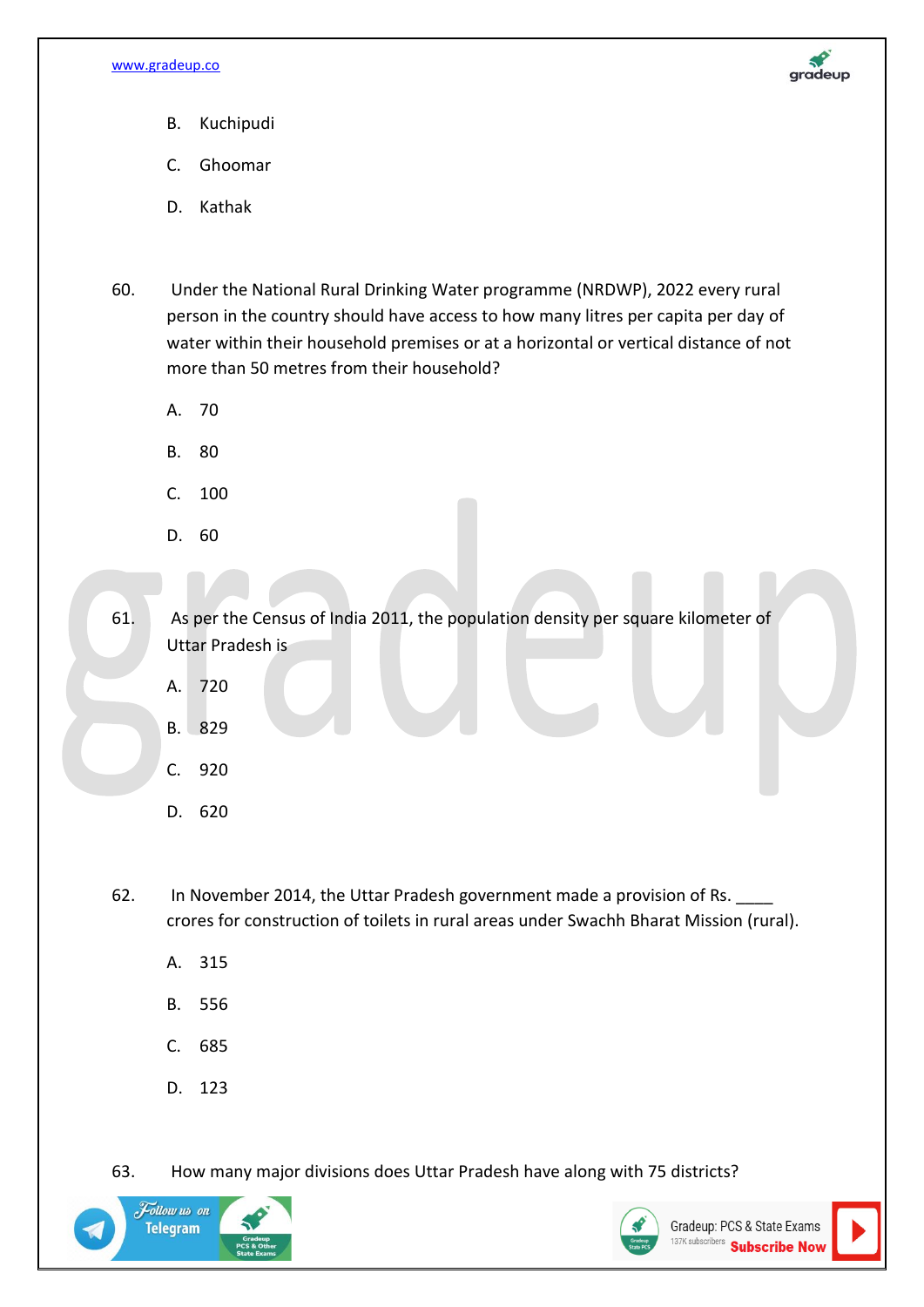B. Kuchipudi

C. Ghoomar

D. Kathak

60. Under the National Rural Drinking Water programme (NRDWP), 2022 every rural person in the country should have access to how many litres per capita per day of water within their household premises or at a horizontal or vertical distance of not more than 50 metres from their household?

A. 70

B. 80

C. 100

D. 60

61. As per the Census of India 2011, the population density per square kilometer of Uttar Pradesh is

A. 720

B. 829

C. 920

D. 620

62. In November 2014, the Uttar Pradesh government made a provision of Rs. ____ crores for construction of toilets in rural areas under Swachh Bharat Mission (rural).

A. 315

B. 556

C. 685

D. 123

63. How many major divisions does Uttar Pradesh have along with 75 districts?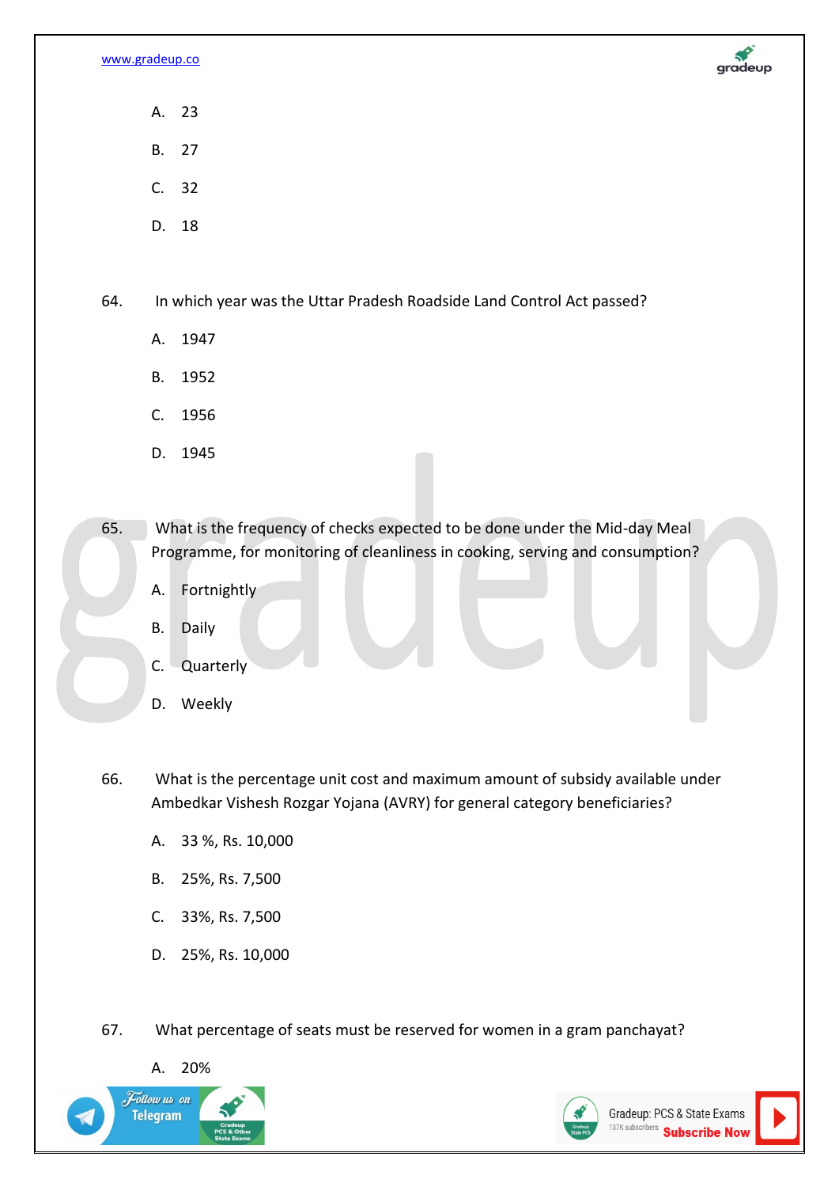A. 23

B. 27

C. 32

D. 18

64. In which year was the Uttar Pradesh Roadside Land Control Act passed?

A. 1947

B. 1952

C. 1956

D. 1945

65. What is the frequency of checks expected to be done under the Mid-day Meal Programme, for monitoring of cleanliness in cooking, serving and consumption?

A. Fortnightly

B. Daily

C. Quarterly

D. Weekly

66. What is the percentage unit cost and maximum amount of subsidy available under Ambedkar Vishesh Rozgar Yojana (AVRY) for general category beneficiaries?

A. 33 %, Rs. 10,000

B. 25%, Rs. 7,500

C. 33%, Rs. 7,500

D. 25%, Rs. 10,000

67. What percentage of seats must be reserved for women in a gram panchayat?

A. 20%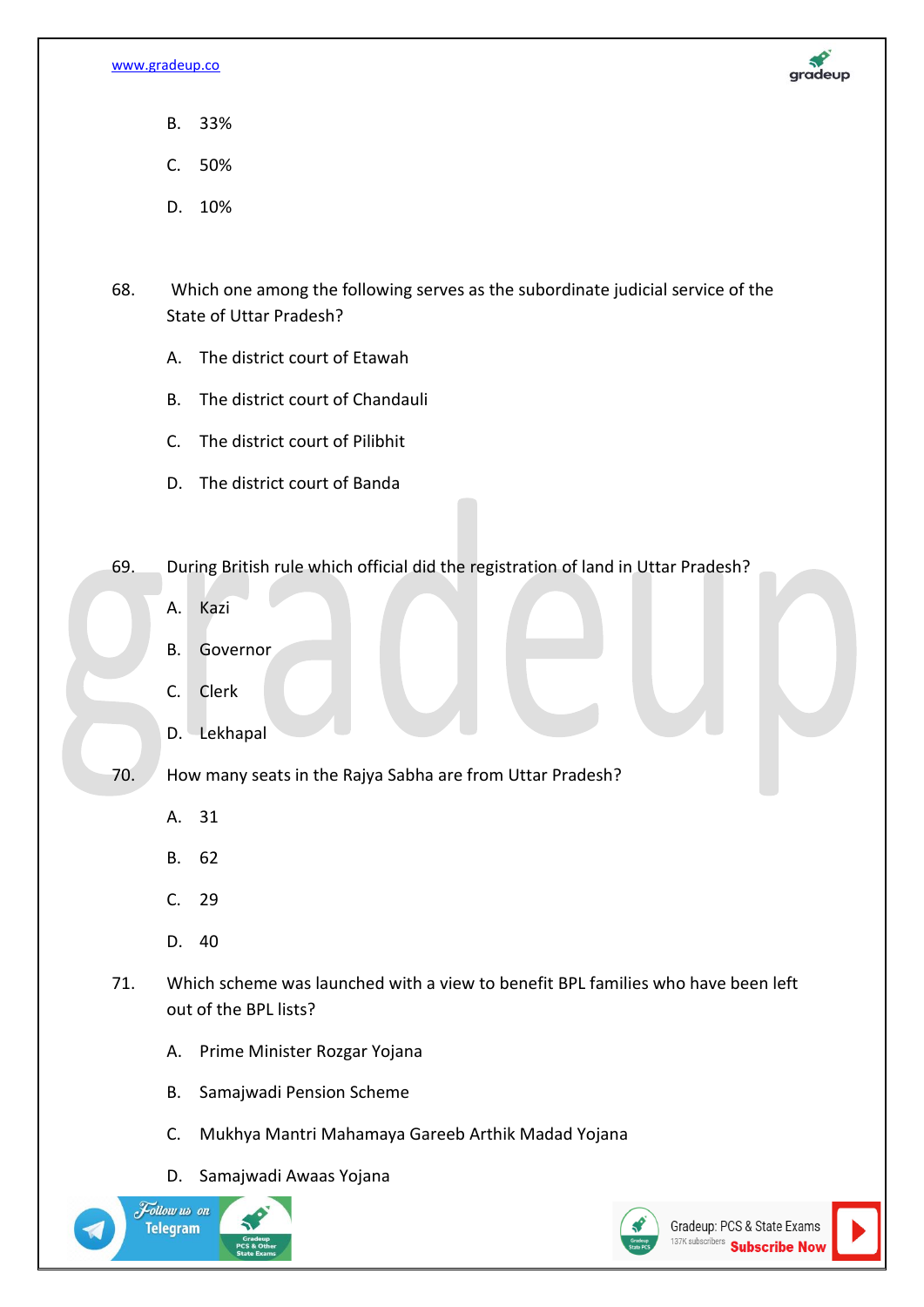B. 33%

C. 50%

D. 10%

68. Which one among the following serves as the subordinate judicial service of the State of Uttar Pradesh?

A. The district court of Etawah

B. The district court of Chandauli

C. The district court of Pilibhit

D. The district court of Banda

69. During British rule which official did the registration of land in Uttar Pradesh?

A. Kazi

B. Governor

C. Clerk

D. Lekhapal

70. How many seats in the Rajya Sabha are from Uttar Pradesh?

A. 31

B. 62

C. 29

D. 40

71. Which scheme was launched with a view to benefit BPL families who have been left out of the BPL lists?

A. Prime Minister Rozgar Yojana

B. Samajwadi Pension Scheme

C. Mukhya Mantri Mahamaya Gareeb Arthik Madad Yojana

D. Samajwadi Awaas Yojana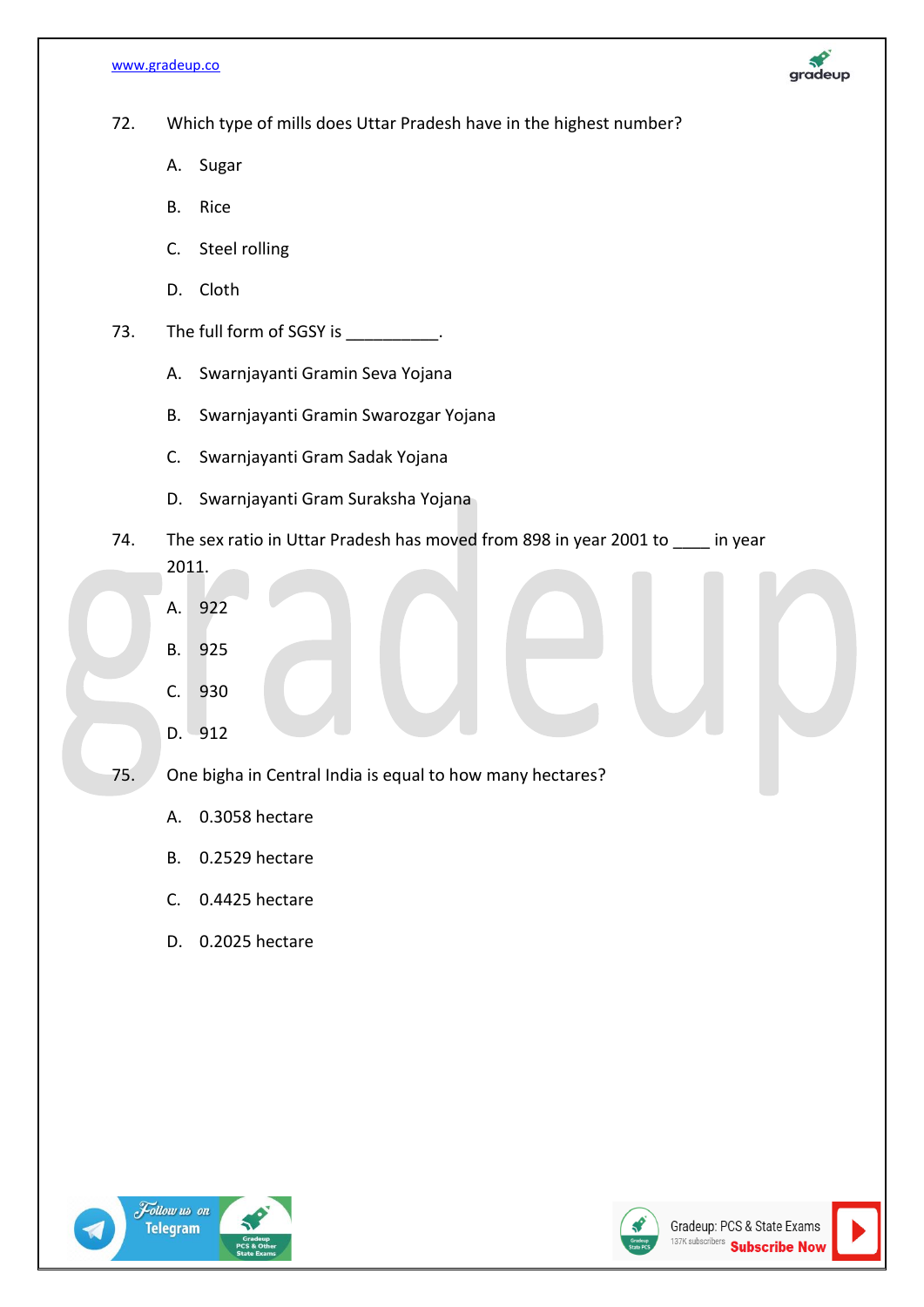72. Which type of mills does Uttar Pradesh have in the highest number?

A. Sugar

B. Rice

C. Steel rolling

D. Cloth

73. The full form of SGSY is __________.

A. Swarnjayanti Gramin Seva Yojana

B. Swarnjayanti Gramin Swarozgar Yojana

C. Swarnjayanti Gram Sadak Yojana

D. Swarnjayanti Gram Suraksha Yojana

74. The sex ratio in Uttar Pradesh has moved from 898 in year 2001 to ____ in year 2011.

A. 922

B. 925

C. 930

D. 912

75. One bigha in Central India is equal to how many hectares?

A. 0.3058 hectare

B. 0.2529 hectare

C. 0.4425 hectare

D. 0.2025 hectare